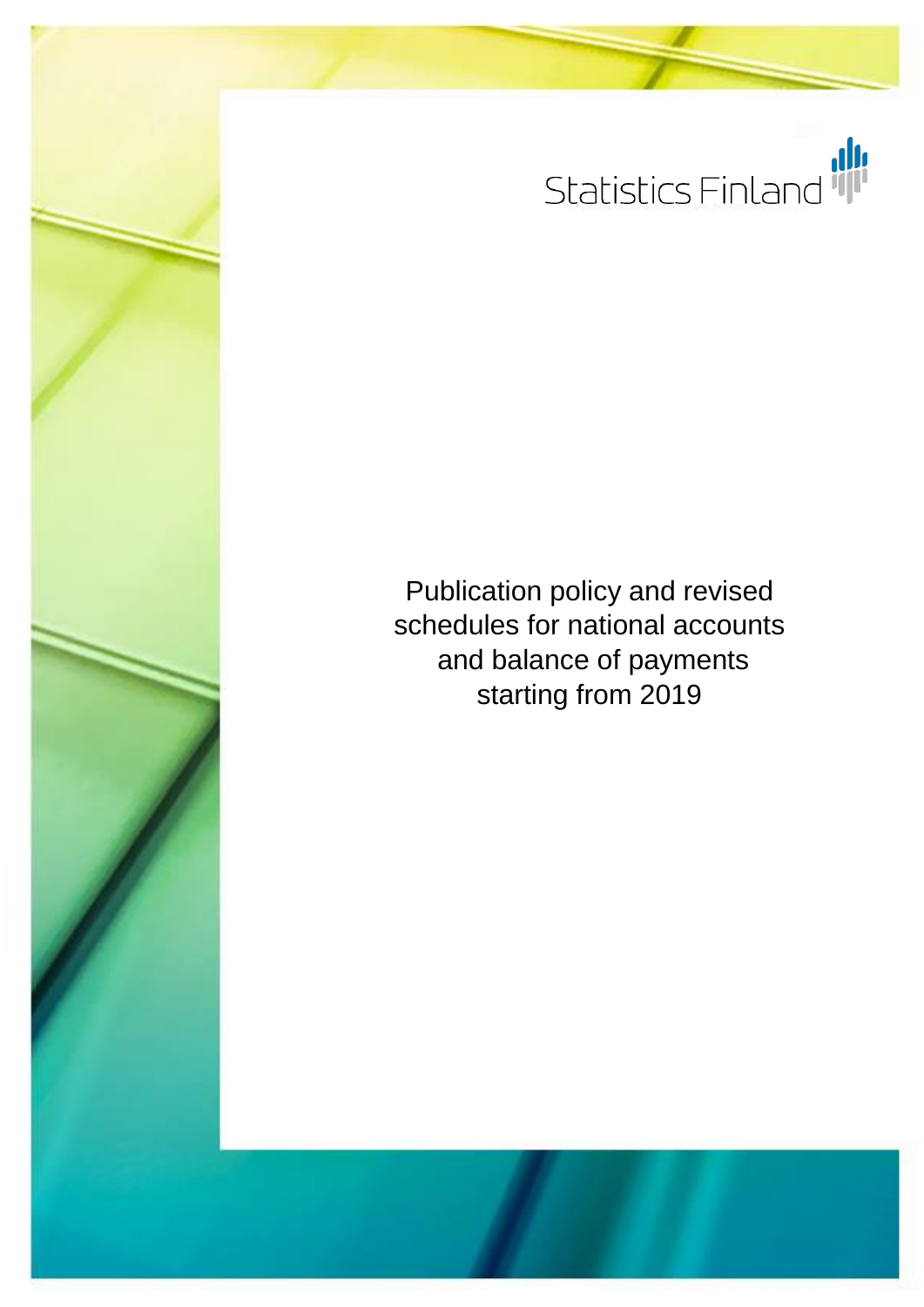Statistics Finland

# Publication policy and revised schedules for national accounts and balance of payments starting from 2019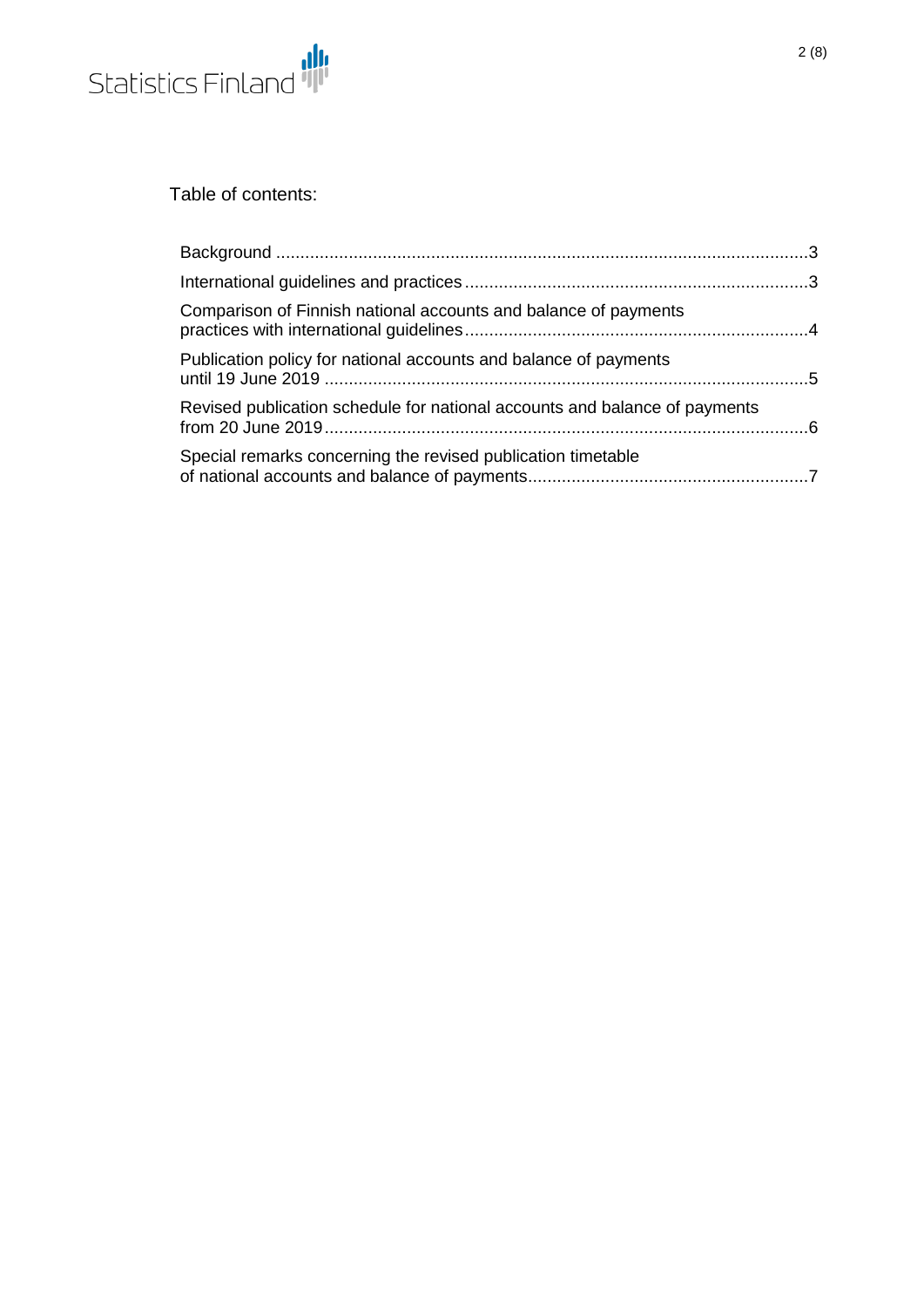Table of contents:

- Background ..... 3
- International guidelines and practices ..... 3
- Comparison of Finnish national accounts and balance of payments practices with international guidelines ..... 4
- Publication policy for national accounts and balance of payments until 19 June 2019 ..... 5
- Revised publication schedule for national accounts and balance of payments from 20 June 2019 ..... 6
- Special remarks concerning the revised publication timetable of national accounts and balance of payments ..... 7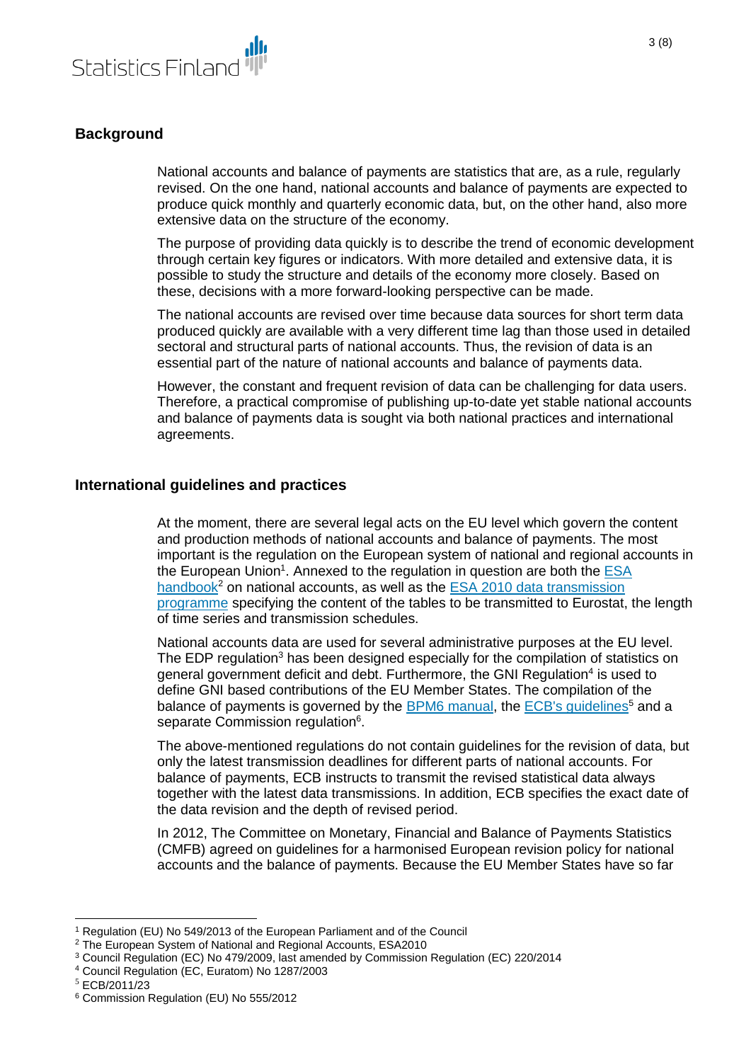## Background

National accounts and balance of payments are statistics that are, as a rule, regularly revised. On the one hand, national accounts and balance of payments are expected to produce quick monthly and quarterly economic data, but, on the other hand, also more extensive data on the structure of the economy.

The purpose of providing data quickly is to describe the trend of economic development through certain key figures or indicators. With more detailed and extensive data, it is possible to study the structure and details of the economy more closely. Based on these, decisions with a more forward-looking perspective can be made.

The national accounts are revised over time because data sources for short term data produced quickly are available with a very different time lag than those used in detailed sectoral and structural parts of national accounts. Thus, the revision of data is an essential part of the nature of national accounts and balance of payments data.

However, the constant and frequent revision of data can be challenging for data users. Therefore, a practical compromise of publishing up-to-date yet stable national accounts and balance of payments data is sought via both national practices and international agreements.

## International guidelines and practices

At the moment, there are several legal acts on the EU level which govern the content and production methods of national accounts and balance of payments. The most important is the regulation on the European system of national and regional accounts in the European Union[1]. Annexed to the regulation in question are both the ESA handbook[2] on national accounts, as well as the ESA 2010 data transmission programme specifying the content of the tables to be transmitted to Eurostat, the length of time series and transmission schedules.

National accounts data are used for several administrative purposes at the EU level. The EDP regulation[3] has been designed especially for the compilation of statistics on general government deficit and debt. Furthermore, the GNI Regulation[4] is used to define GNI based contributions of the EU Member States. The compilation of the balance of payments is governed by the BPM6 manual, the ECB's guidelines[5] and a separate Commission regulation[6].

The above-mentioned regulations do not contain guidelines for the revision of data, but only the latest transmission deadlines for different parts of national accounts. For balance of payments, ECB instructs to transmit the revised statistical data always together with the latest data transmissions. In addition, ECB specifies the exact date of the data revision and the depth of revised period.

In 2012, The Committee on Monetary, Financial and Balance of Payments Statistics (CMFB) agreed on guidelines for a harmonised European revision policy for national accounts and the balance of payments. Because the EU Member States have so far

---

[1] Regulation (EU) No 549/2013 of the European Parliament and of the Council

[2] The European System of National and Regional Accounts, ESA2010

[3] Council Regulation (EC) No 479/2009, last amended by Commission Regulation (EC) 220/2014

[4] Council Regulation (EC, Euratom) No 1287/2003

[5] ECB/2011/23

[6] Commission Regulation (EU) No 555/2012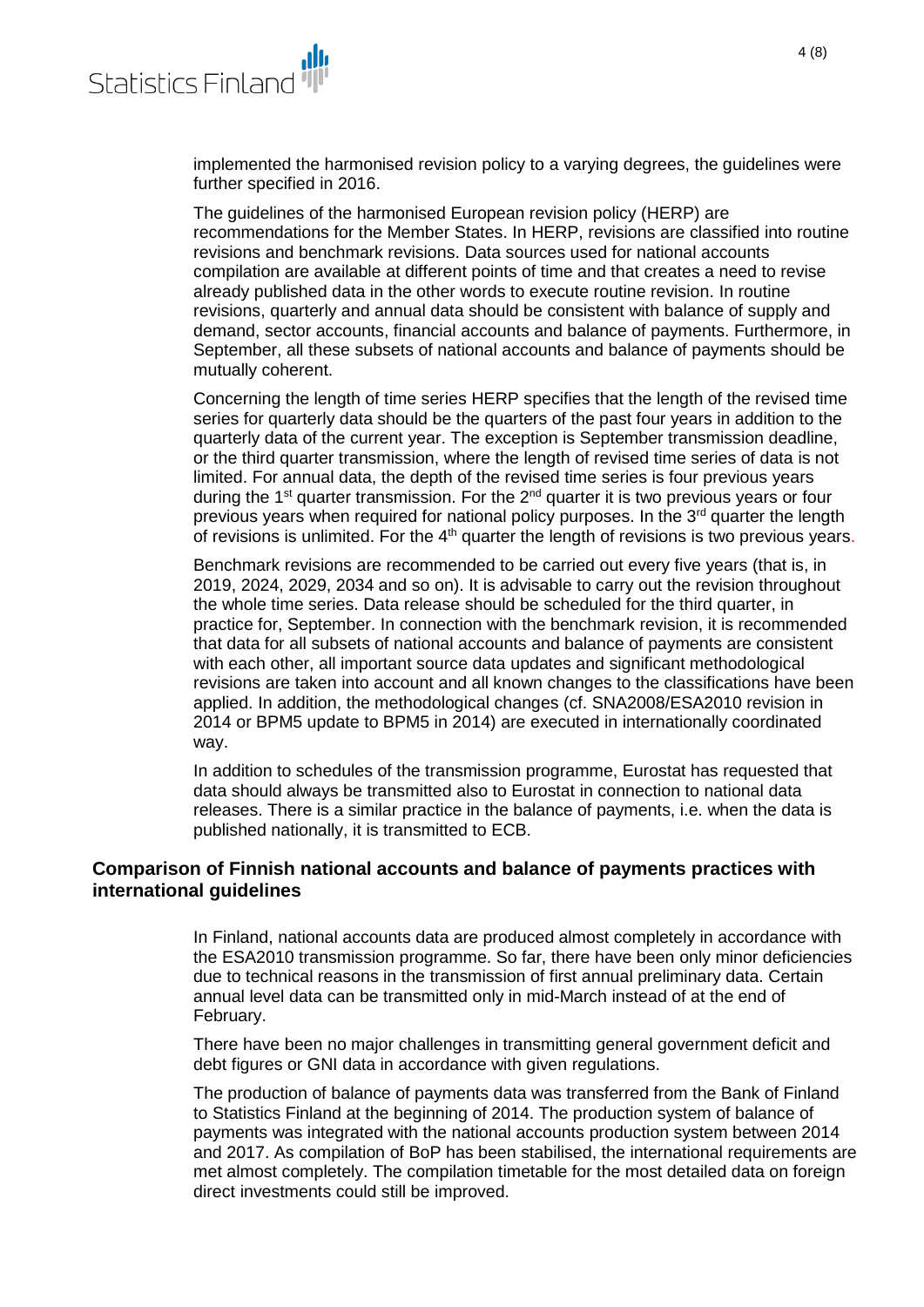implemented the harmonised revision policy to a varying degrees, the guidelines were further specified in 2016.

The guidelines of the harmonised European revision policy (HERP) are recommendations for the Member States. In HERP, revisions are classified into routine revisions and benchmark revisions. Data sources used for national accounts compilation are available at different points of time and that creates a need to revise already published data in the other words to execute routine revision. In routine revisions, quarterly and annual data should be consistent with balance of supply and demand, sector accounts, financial accounts and balance of payments. Furthermore, in September, all these subsets of national accounts and balance of payments should be mutually coherent.

Concerning the length of time series HERP specifies that the length of the revised time series for quarterly data should be the quarters of the past four years in addition to the quarterly data of the current year. The exception is September transmission deadline, or the third quarter transmission, where the length of revised time series of data is not limited. For annual data, the depth of the revised time series is four previous years during the 1st quarter transmission. For the 2nd quarter it is two previous years or four previous years when required for national policy purposes. In the 3rd quarter the length of revisions is unlimited. For the 4th quarter the length of revisions is two previous years.

Benchmark revisions are recommended to be carried out every five years (that is, in 2019, 2024, 2029, 2034 and so on). It is advisable to carry out the revision throughout the whole time series. Data release should be scheduled for the third quarter, in practice for, September. In connection with the benchmark revision, it is recommended that data for all subsets of national accounts and balance of payments are consistent with each other, all important source data updates and significant methodological revisions are taken into account and all known changes to the classifications have been applied. In addition, the methodological changes (cf. SNA2008/ESA2010 revision in 2014 or BPM5 update to BPM5 in 2014) are executed in internationally coordinated way.

In addition to schedules of the transmission programme, Eurostat has requested that data should always be transmitted also to Eurostat in connection to national data releases. There is a similar practice in the balance of payments, i.e. when the data is published nationally, it is transmitted to ECB.

## Comparison of Finnish national accounts and balance of payments practices with international guidelines

In Finland, national accounts data are produced almost completely in accordance with the ESA2010 transmission programme. So far, there have been only minor deficiencies due to technical reasons in the transmission of first annual preliminary data. Certain annual level data can be transmitted only in mid-March instead of at the end of February.

There have been no major challenges in transmitting general government deficit and debt figures or GNI data in accordance with given regulations.

The production of balance of payments data was transferred from the Bank of Finland to Statistics Finland at the beginning of 2014. The production system of balance of payments was integrated with the national accounts production system between 2014 and 2017. As compilation of BoP has been stabilised, the international requirements are met almost completely. The compilation timetable for the most detailed data on foreign direct investments could still be improved.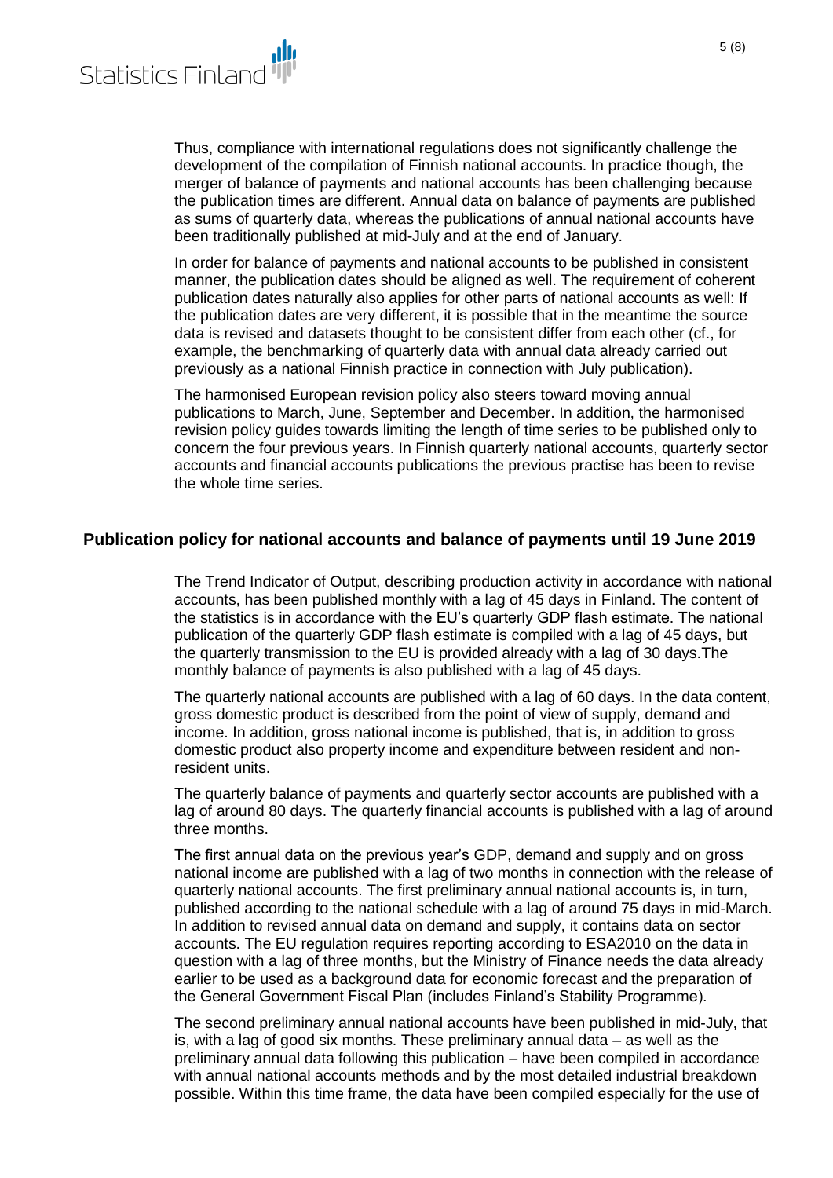Thus, compliance with international regulations does not significantly challenge the development of the compilation of Finnish national accounts. In practice though, the merger of balance of payments and national accounts has been challenging because the publication times are different. Annual data on balance of payments are published as sums of quarterly data, whereas the publications of annual national accounts have been traditionally published at mid-July and at the end of January.

In order for balance of payments and national accounts to be published in consistent manner, the publication dates should be aligned as well. The requirement of coherent publication dates naturally also applies for other parts of national accounts as well: If the publication dates are very different, it is possible that in the meantime the source data is revised and datasets thought to be consistent differ from each other (cf., for example, the benchmarking of quarterly data with annual data already carried out previously as a national Finnish practice in connection with July publication).

The harmonised European revision policy also steers toward moving annual publications to March, June, September and December. In addition, the harmonised revision policy guides towards limiting the length of time series to be published only to concern the four previous years. In Finnish quarterly national accounts, quarterly sector accounts and financial accounts publications the previous practise has been to revise the whole time series.

## Publication policy for national accounts and balance of payments until 19 June 2019

The Trend Indicator of Output, describing production activity in accordance with national accounts, has been published monthly with a lag of 45 days in Finland. The content of the statistics is in accordance with the EU's quarterly GDP flash estimate. The national publication of the quarterly GDP flash estimate is compiled with a lag of 45 days, but the quarterly transmission to the EU is provided already with a lag of 30 days.The monthly balance of payments is also published with a lag of 45 days.

The quarterly national accounts are published with a lag of 60 days. In the data content, gross domestic product is described from the point of view of supply, demand and income. In addition, gross national income is published, that is, in addition to gross domestic product also property income and expenditure between resident and non-resident units.

The quarterly balance of payments and quarterly sector accounts are published with a lag of around 80 days. The quarterly financial accounts is published with a lag of around three months.

The first annual data on the previous year's GDP, demand and supply and on gross national income are published with a lag of two months in connection with the release of quarterly national accounts. The first preliminary annual national accounts is, in turn, published according to the national schedule with a lag of around 75 days in mid-March. In addition to revised annual data on demand and supply, it contains data on sector accounts. The EU regulation requires reporting according to ESA2010 on the data in question with a lag of three months, but the Ministry of Finance needs the data already earlier to be used as a background data for economic forecast and the preparation of the General Government Fiscal Plan (includes Finland's Stability Programme).

The second preliminary annual national accounts have been published in mid-July, that is, with a lag of good six months. These preliminary annual data – as well as the preliminary annual data following this publication – have been compiled in accordance with annual national accounts methods and by the most detailed industrial breakdown possible. Within this time frame, the data have been compiled especially for the use of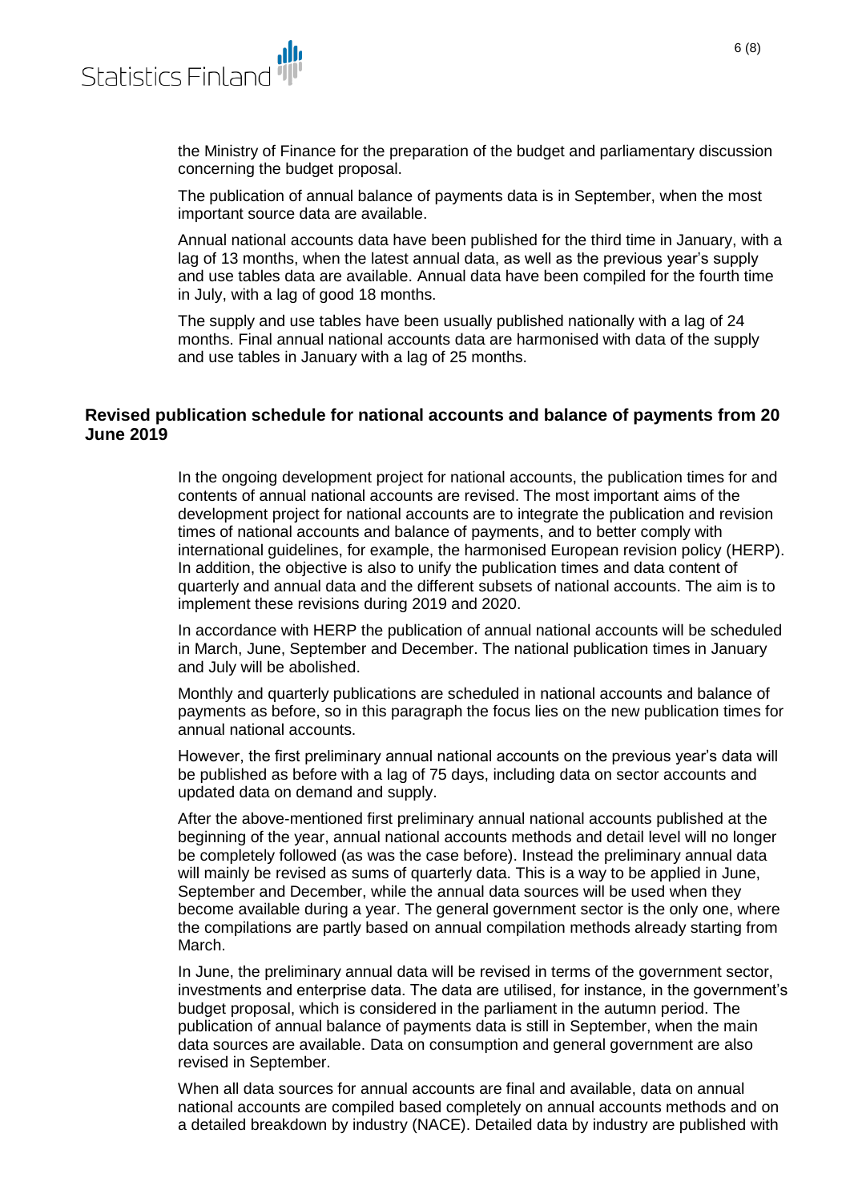the Ministry of Finance for the preparation of the budget and parliamentary discussion concerning the budget proposal.

The publication of annual balance of payments data is in September, when the most important source data are available.

Annual national accounts data have been published for the third time in January, with a lag of 13 months, when the latest annual data, as well as the previous year's supply and use tables data are available. Annual data have been compiled for the fourth time in July, with a lag of good 18 months.

The supply and use tables have been usually published nationally with a lag of 24 months. Final annual national accounts data are harmonised with data of the supply and use tables in January with a lag of 25 months.

## Revised publication schedule for national accounts and balance of payments from 20 June 2019

In the ongoing development project for national accounts, the publication times for and contents of annual national accounts are revised. The most important aims of the development project for national accounts are to integrate the publication and revision times of national accounts and balance of payments, and to better comply with international guidelines, for example, the harmonised European revision policy (HERP). In addition, the objective is also to unify the publication times and data content of quarterly and annual data and the different subsets of national accounts. The aim is to implement these revisions during 2019 and 2020.

In accordance with HERP the publication of annual national accounts will be scheduled in March, June, September and December. The national publication times in January and July will be abolished.

Monthly and quarterly publications are scheduled in national accounts and balance of payments as before, so in this paragraph the focus lies on the new publication times for annual national accounts.

However, the first preliminary annual national accounts on the previous year's data will be published as before with a lag of 75 days, including data on sector accounts and updated data on demand and supply.

After the above-mentioned first preliminary annual national accounts published at the beginning of the year, annual national accounts methods and detail level will no longer be completely followed (as was the case before). Instead the preliminary annual data will mainly be revised as sums of quarterly data. This is a way to be applied in June, September and December, while the annual data sources will be used when they become available during a year. The general government sector is the only one, where the compilations are partly based on annual compilation methods already starting from March.

In June, the preliminary annual data will be revised in terms of the government sector, investments and enterprise data. The data are utilised, for instance, in the government's budget proposal, which is considered in the parliament in the autumn period. The publication of annual balance of payments data is still in September, when the main data sources are available. Data on consumption and general government are also revised in September.

When all data sources for annual accounts are final and available, data on annual national accounts are compiled based completely on annual accounts methods and on a detailed breakdown by industry (NACE). Detailed data by industry are published with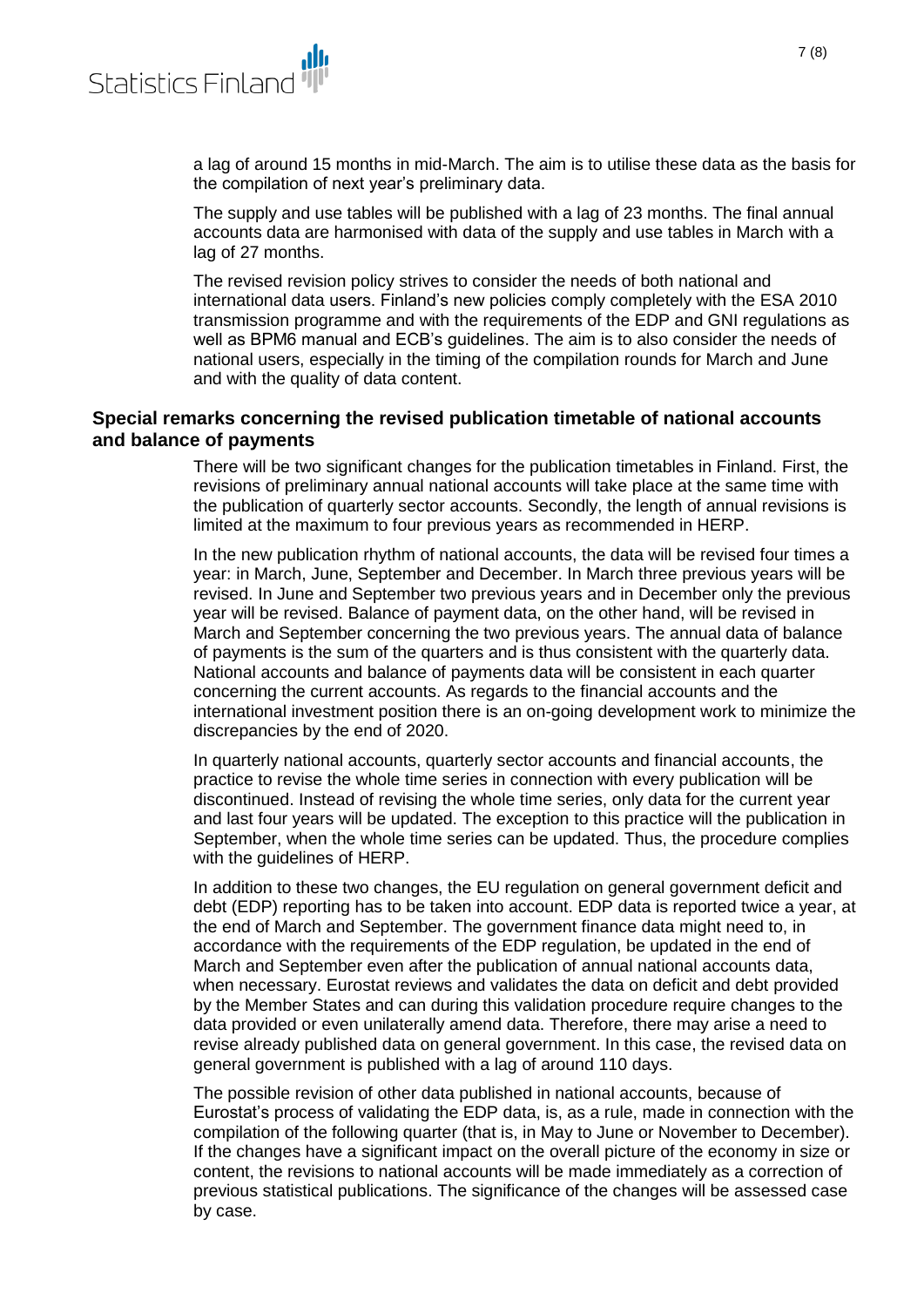a lag of around 15 months in mid-March. The aim is to utilise these data as the basis for the compilation of next year's preliminary data.

The supply and use tables will be published with a lag of 23 months. The final annual accounts data are harmonised with data of the supply and use tables in March with a lag of 27 months.

The revised revision policy strives to consider the needs of both national and international data users. Finland's new policies comply completely with the ESA 2010 transmission programme and with the requirements of the EDP and GNI regulations as well as BPM6 manual and ECB's guidelines. The aim is to also consider the needs of national users, especially in the timing of the compilation rounds for March and June and with the quality of data content.

## Special remarks concerning the revised publication timetable of national accounts and balance of payments

There will be two significant changes for the publication timetables in Finland. First, the revisions of preliminary annual national accounts will take place at the same time with the publication of quarterly sector accounts. Secondly, the length of annual revisions is limited at the maximum to four previous years as recommended in HERP.

In the new publication rhythm of national accounts, the data will be revised four times a year: in March, June, September and December. In March three previous years will be revised. In June and September two previous years and in December only the previous year will be revised. Balance of payment data, on the other hand, will be revised in March and September concerning the two previous years. The annual data of balance of payments is the sum of the quarters and is thus consistent with the quarterly data. National accounts and balance of payments data will be consistent in each quarter concerning the current accounts. As regards to the financial accounts and the international investment position there is an on-going development work to minimize the discrepancies by the end of 2020.

In quarterly national accounts, quarterly sector accounts and financial accounts, the practice to revise the whole time series in connection with every publication will be discontinued. Instead of revising the whole time series, only data for the current year and last four years will be updated. The exception to this practice will the publication in September, when the whole time series can be updated. Thus, the procedure complies with the guidelines of HERP.

In addition to these two changes, the EU regulation on general government deficit and debt (EDP) reporting has to be taken into account. EDP data is reported twice a year, at the end of March and September. The government finance data might need to, in accordance with the requirements of the EDP regulation, be updated in the end of March and September even after the publication of annual national accounts data, when necessary. Eurostat reviews and validates the data on deficit and debt provided by the Member States and can during this validation procedure require changes to the data provided or even unilaterally amend data. Therefore, there may arise a need to revise already published data on general government. In this case, the revised data on general government is published with a lag of around 110 days.

The possible revision of other data published in national accounts, because of Eurostat's process of validating the EDP data, is, as a rule, made in connection with the compilation of the following quarter (that is, in May to June or November to December). If the changes have a significant impact on the overall picture of the economy in size or content, the revisions to national accounts will be made immediately as a correction of previous statistical publications. The significance of the changes will be assessed case by case.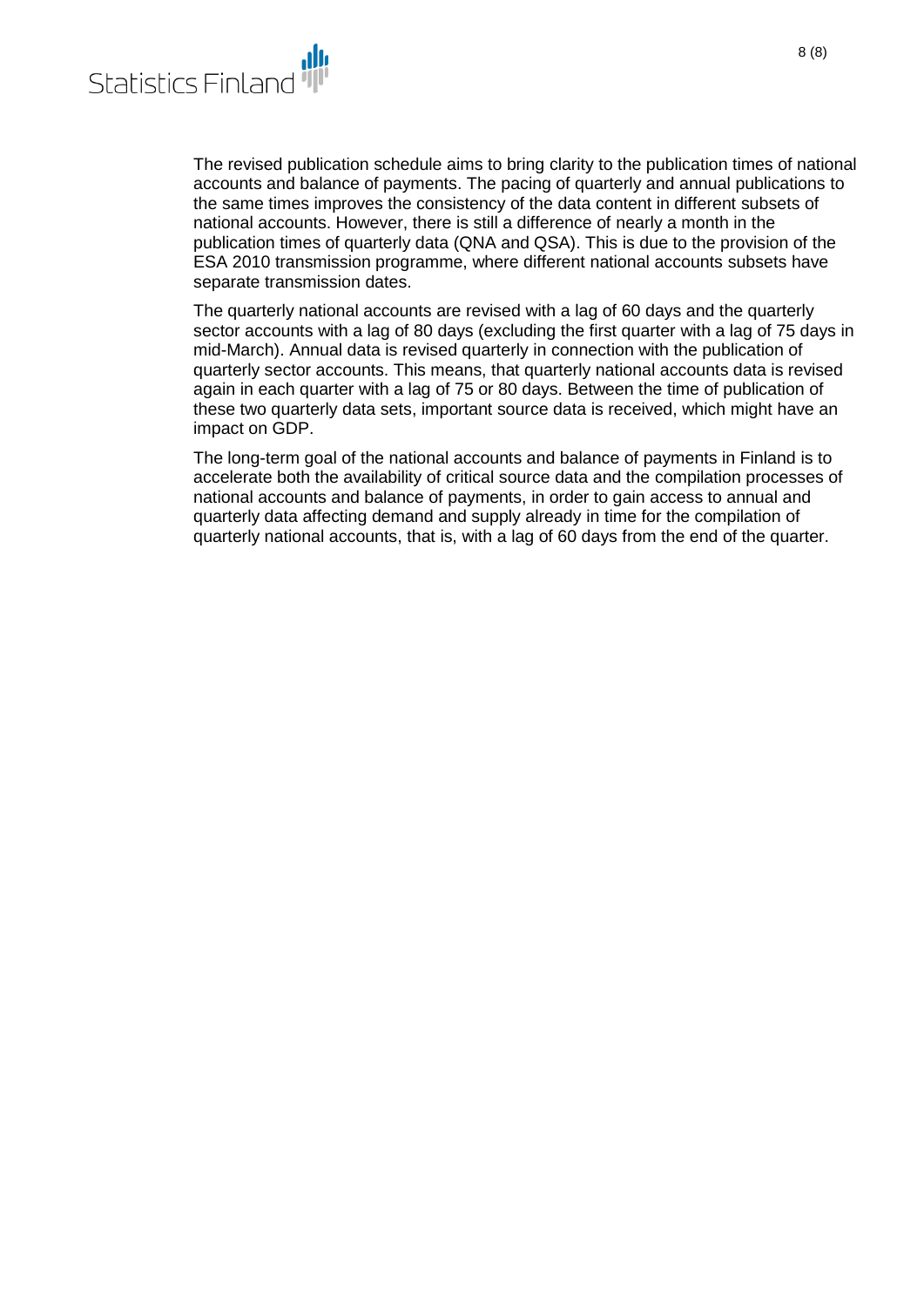The revised publication schedule aims to bring clarity to the publication times of national accounts and balance of payments. The pacing of quarterly and annual publications to the same times improves the consistency of the data content in different subsets of national accounts. However, there is still a difference of nearly a month in the publication times of quarterly data (QNA and QSA). This is due to the provision of the ESA 2010 transmission programme, where different national accounts subsets have separate transmission dates.

The quarterly national accounts are revised with a lag of 60 days and the quarterly sector accounts with a lag of 80 days (excluding the first quarter with a lag of 75 days in mid-March). Annual data is revised quarterly in connection with the publication of quarterly sector accounts. This means, that quarterly national accounts data is revised again in each quarter with a lag of 75 or 80 days. Between the time of publication of these two quarterly data sets, important source data is received, which might have an impact on GDP.

The long-term goal of the national accounts and balance of payments in Finland is to accelerate both the availability of critical source data and the compilation processes of national accounts and balance of payments, in order to gain access to annual and quarterly data affecting demand and supply already in time for the compilation of quarterly national accounts, that is, with a lag of 60 days from the end of the quarter.